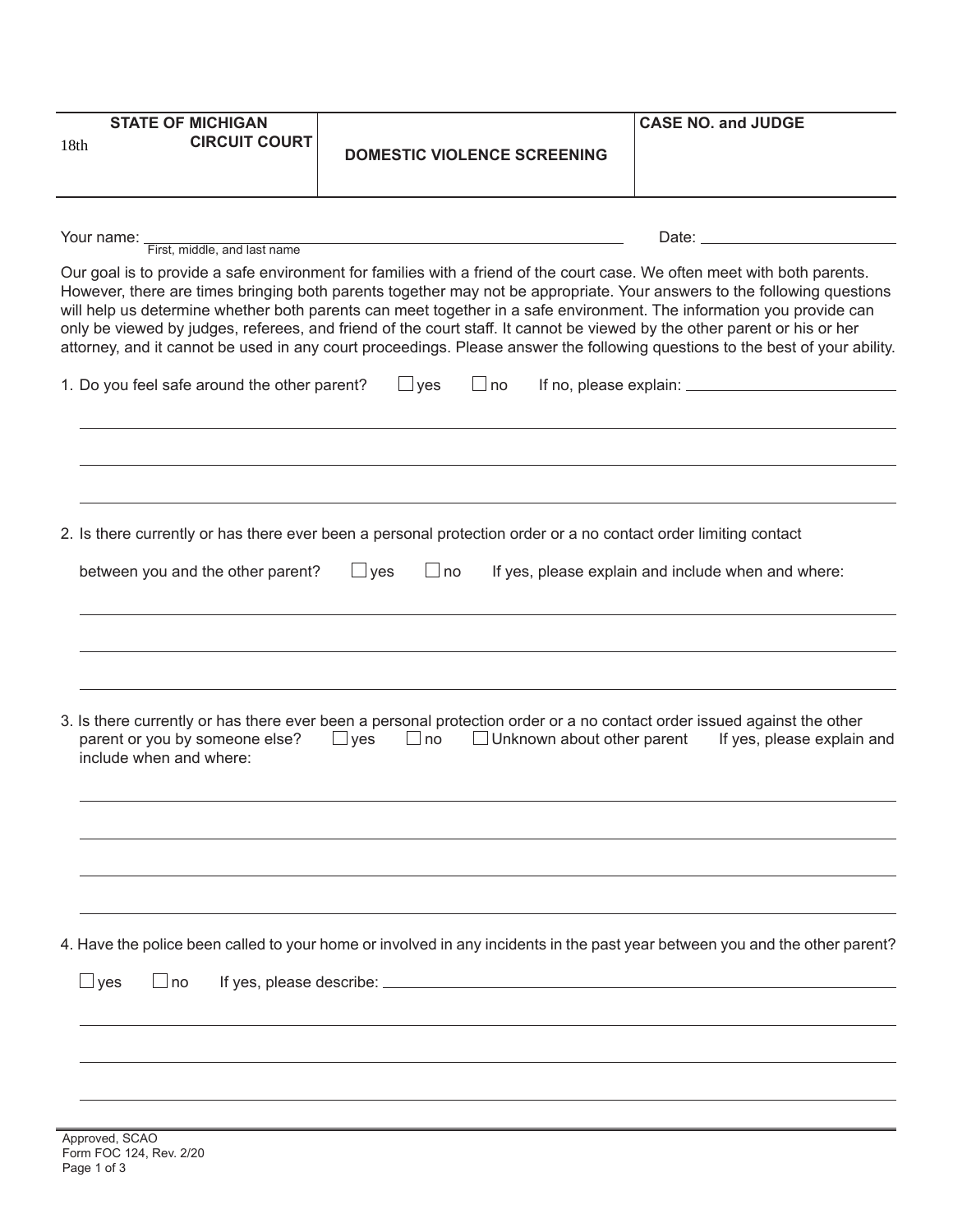| STATE OF MICHIGAN<br>18th CIRCUIT COURT | DOMESTIC VIOLENCE SCREENING | CASE NO. and JUDGE |
|---|---|---|

Your name: ____________________________________________ Date: ______________
First, middle, and last name

Our goal is to provide a safe environment for families with a friend of the court case. We often meet with both parents. However, there are times bringing both parents together may not be appropriate. Your answers to the following questions will help us determine whether both parents can meet together in a safe environment. The information you provide can only be viewed by judges, referees, and friend of the court staff. It cannot be viewed by the other parent or his or her attorney, and it cannot be used in any court proceedings. Please answer the following questions to the best of your ability.

1. Do you feel safe around the other parent? ☐ yes ☐ no If no, please explain: ______________________

______________________________________________________________________

______________________________________________________________________

______________________________________________________________________

2. Is there currently or has there ever been a personal protection order or a no contact order limiting contact between you and the other parent? ☐ yes ☐ no If yes, please explain and include when and where:

______________________________________________________________________

______________________________________________________________________

______________________________________________________________________

3. Is there currently or has there ever been a personal protection order or a no contact order issued against the other parent or you by someone else? ☐ yes ☐ no ☐ Unknown about other parent If yes, please explain and include when and where:

______________________________________________________________________

______________________________________________________________________

______________________________________________________________________

______________________________________________________________________

4. Have the police been called to your home or involved in any incidents in the past year between you and the other parent?

☐ yes ☐ no If yes, please describe: ______________________________________________

______________________________________________________________________

______________________________________________________________________

______________________________________________________________________

Approved, SCAO
Form FOC 124, Rev. 2/20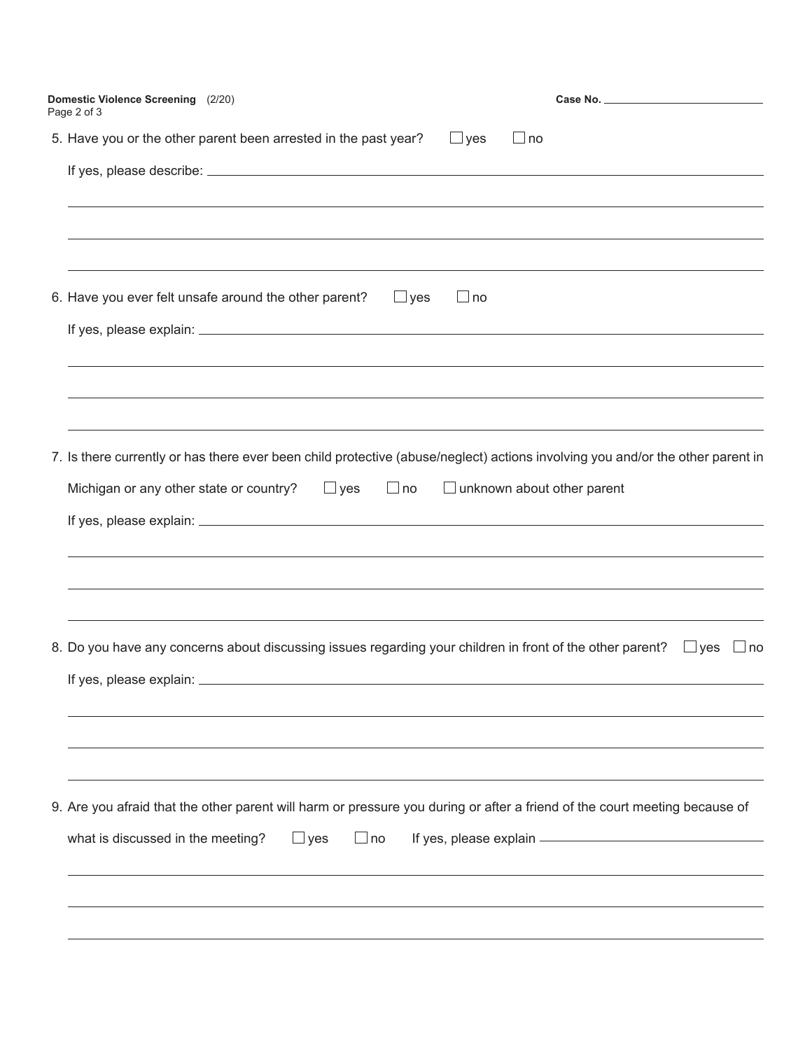Case No. ______________________

5. Have you or the other parent been arrested in the past year? ☐ yes ☐ no

   If yes, please describe: ______________________________________________

   ______________________________________________

   ______________________________________________

   ______________________________________________

6. Have you ever felt unsafe around the other parent? ☐ yes ☐ no

   If yes, please explain: ______________________________________________

   ______________________________________________

   ______________________________________________

   ______________________________________________

7. Is there currently or has there ever been child protective (abuse/neglect) actions involving you and/or the other parent in Michigan or any other state or country? ☐ yes ☐ no ☐ unknown about other parent

   If yes, please explain: ______________________________________________

   ______________________________________________

   ______________________________________________

   ______________________________________________

8. Do you have any concerns about discussing issues regarding your children in front of the other parent? ☐ yes ☐ no

   If yes, please explain: ______________________________________________

   ______________________________________________

   ______________________________________________

   ______________________________________________

9. Are you afraid that the other parent will harm or pressure you during or after a friend of the court meeting because of what is discussed in the meeting? ☐ yes ☐ no If yes, please explain ______________________

   ______________________________________________

   ______________________________________________

   ______________________________________________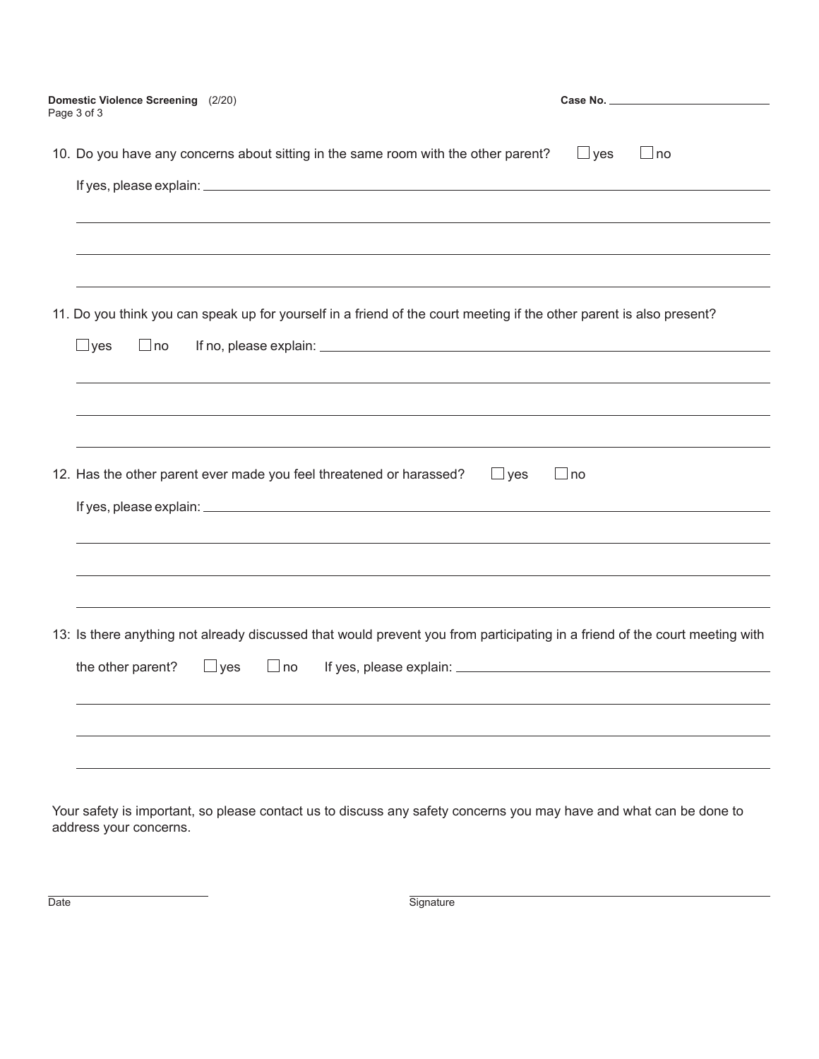10. Do you have any concerns about sitting in the same room with the other parent? ☐ yes ☐ no

    If yes, please explain: \_\_\_\_\_\_\_\_\_\_\_\_\_\_\_\_\_\_\_\_\_\_\_\_\_\_\_\_\_\_\_\_\_\_\_\_\_\_\_\_

11. Do you think you can speak up for yourself in a friend of the court meeting if the other parent is also present?

    ☐ yes ☐ no If no, please explain: \_\_\_\_\_\_\_\_\_\_\_\_\_\_\_\_\_\_\_\_\_\_\_\_\_\_\_\_\_\_\_\_\_\_\_\_\_\_\_\_

12. Has the other parent ever made you feel threatened or harassed? ☐ yes ☐ no

    If yes, please explain: \_\_\_\_\_\_\_\_\_\_\_\_\_\_\_\_\_\_\_\_\_\_\_\_\_\_\_\_\_\_\_\_\_\_\_\_\_\_\_\_

13: Is there anything not already discussed that would prevent you from participating in a friend of the court meeting with the other parent? ☐ yes ☐ no If yes, please explain: \_\_\_\_\_\_\_\_\_\_\_\_\_\_\_\_\_\_\_\_\_\_\_\_\_\_\_\_\_\_\_\_\_\_\_\_\_\_\_\_

Your safety is important, so please contact us to discuss any safety concerns you may have and what can be done to address your concerns.

\_\_\_\_\_\_\_\_\_\_\_\_\_\_\_\_\_\_\_\_
Date

\_\_\_\_\_\_\_\_\_\_\_\_\_\_\_\_\_\_\_\_
Signature